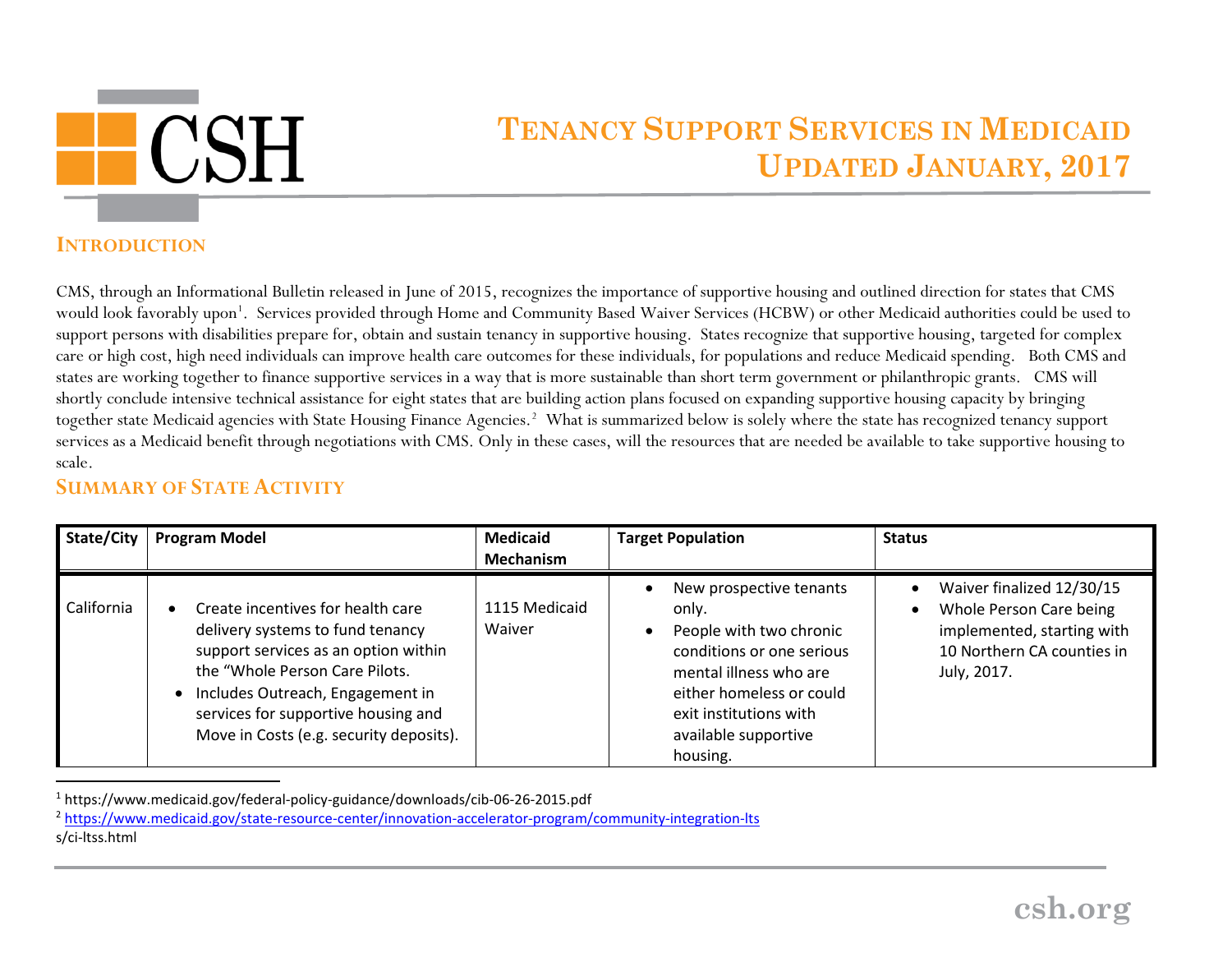# Tenancy Support Services in Medicaid Updated January, 2017

## Introduction

CMS, through an Informational Bulletin released in June of 2015, recognizes the importance of supportive housing and outlined direction for states that CMS would look favorably upon[1]. Services provided through Home and Community Based Waiver Services (HCBW) or other Medicaid authorities could be used to support persons with disabilities prepare for, obtain and sustain tenancy in supportive housing. States recognize that supportive housing, targeted for complex care or high cost, high need individuals can improve health care outcomes for these individuals, for populations and reduce Medicaid spending. Both CMS and states are working together to finance supportive services in a way that is more sustainable than short term government or philanthropic grants. CMS will shortly conclude intensive technical assistance for eight states that are building action plans focused on expanding supportive housing capacity by bringing together state Medicaid agencies with State Housing Finance Agencies.[2] What is summarized below is solely where the state has recognized tenancy support services as a Medicaid benefit through negotiations with CMS. Only in these cases, will the resources that are needed be available to take supportive housing to scale.

## Summary of State Activity

| State/City | Program Model | Medicaid Mechanism | Target Population | Status |
|---|---|---|---|---|
| California | • Create incentives for health care delivery systems to fund tenancy support services as an option within the "Whole Person Care Pilots.<br>• Includes Outreach, Engagement in services for supportive housing and Move in Costs (e.g. security deposits). | 1115 Medicaid Waiver | • New prospective tenants only.<br>• People with two chronic conditions or one serious mental illness who are either homeless or could exit institutions with available supportive housing. | • Waiver finalized 12/30/15<br>• Whole Person Care being implemented, starting with 10 Northern CA counties in July, 2017. |

[1] https://www.medicaid.gov/federal-policy-guidance/downloads/cib-06-26-2015.pdf

[2] https://www.medicaid.gov/state-resource-center/innovation-accelerator-program/community-integration-lts s/ci-ltss.html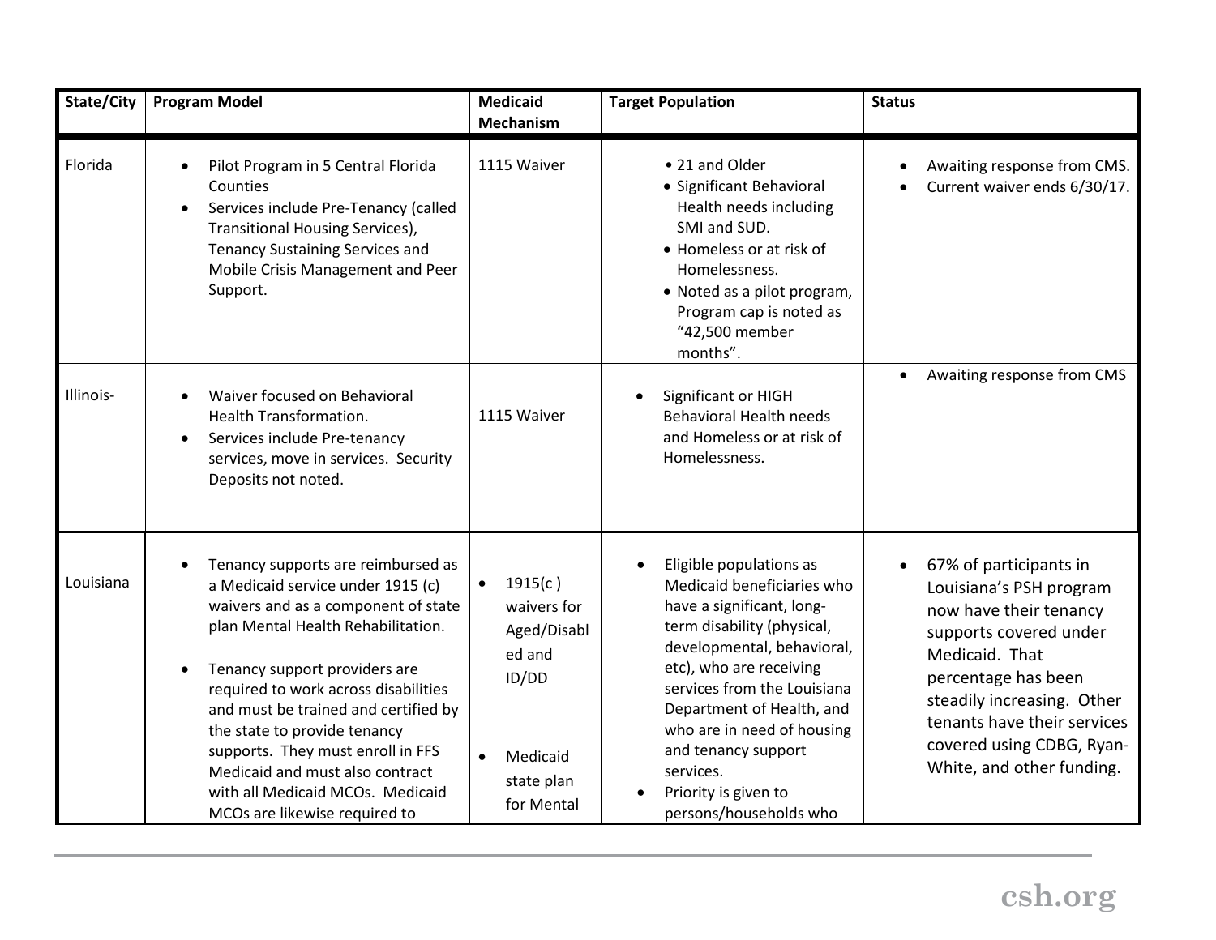| State/City | Program Model | Medicaid Mechanism | Target Population | Status |
| --- | --- | --- | --- | --- |
| Florida | • Pilot Program in 5 Central Florida Counties<br>• Services include Pre-Tenancy (called Transitional Housing Services), Tenancy Sustaining Services and Mobile Crisis Management and Peer Support. | 1115 Waiver | • 21 and Older<br>• Significant Behavioral Health needs including SMI and SUD.<br>• Homeless or at risk of Homelessness.<br>• Noted as a pilot program, Program cap is noted as "42,500 member months". | • Awaiting response from CMS.<br>• Current waiver ends 6/30/17. |
| Illinois- | • Waiver focused on Behavioral Health Transformation.<br>• Services include Pre-tenancy services, move in services. Security Deposits not noted. | 1115 Waiver | • Significant or HIGH Behavioral Health needs and Homeless or at risk of Homelessness. | • Awaiting response from CMS |
| Louisiana | • Tenancy supports are reimbursed as a Medicaid service under 1915 (c) waivers and as a component of state plan Mental Health Rehabilitation.<br>• Tenancy support providers are required to work across disabilities and must be trained and certified by the state to provide tenancy supports. They must enroll in FFS Medicaid and must also contract with all Medicaid MCOs. Medicaid MCOs are likewise required to | • 1915(c ) waivers for Aged/Disabled and ID/DD<br>• Medicaid state plan for Mental | • Eligible populations as Medicaid beneficiaries who have a significant, long-term disability (physical, developmental, behavioral, etc), who are receiving services from the Louisiana Department of Health, and who are in need of housing and tenancy support services.<br>• Priority is given to persons/households who | • 67% of participants in Louisiana's PSH program now have their tenancy supports covered under Medicaid. That percentage has been steadily increasing. Other tenants have their services covered using CDBG, Ryan-White, and other funding. |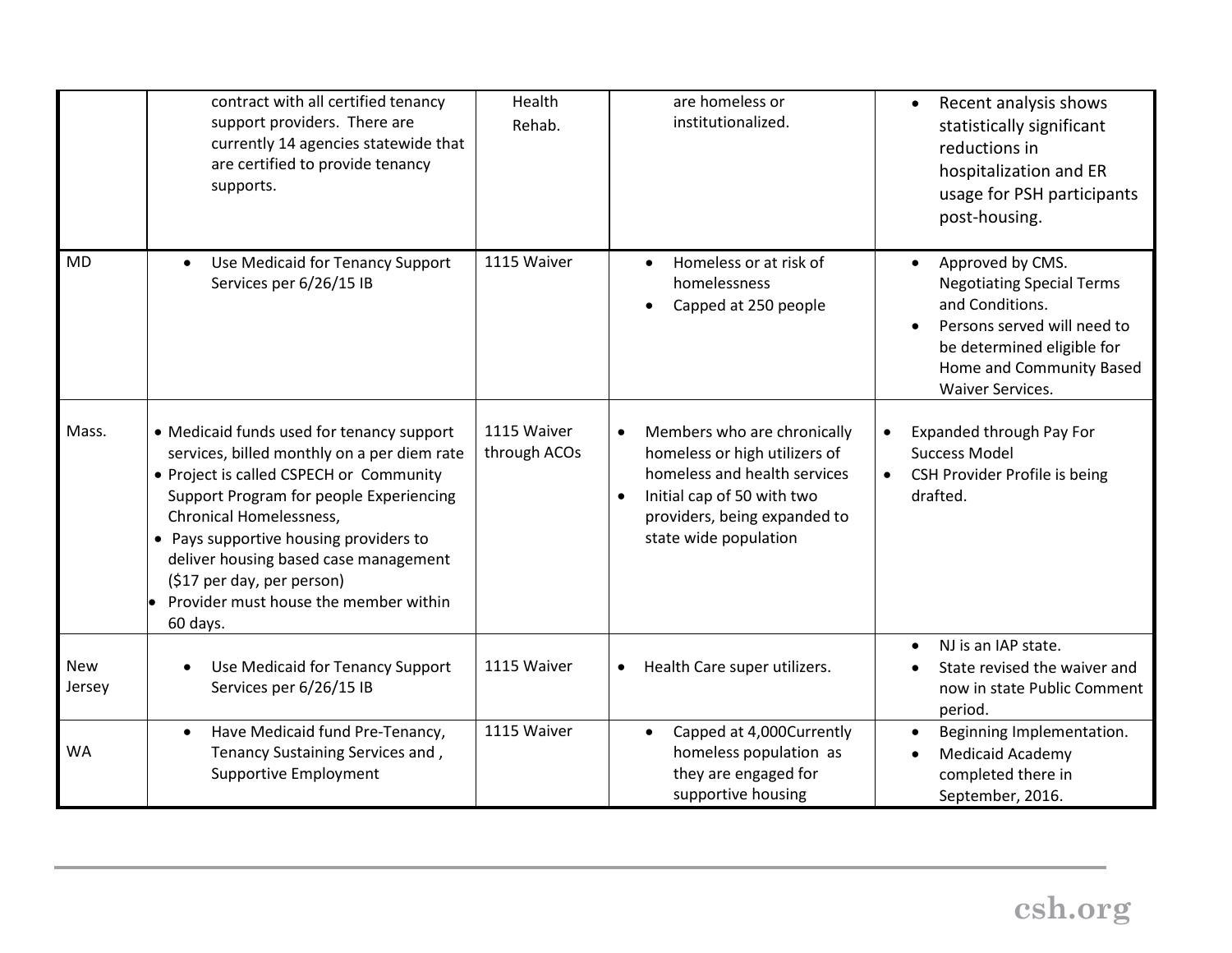| | | | | |
|---|---|---|---|---|
| | contract with all certified tenancy support providers. There are currently 14 agencies statewide that are certified to provide tenancy supports. | Health Rehab. | are homeless or institutionalized. | • Recent analysis shows statistically significant reductions in hospitalization and ER usage for PSH participants post-housing. |
| MD | • Use Medicaid for Tenancy Support Services per 6/26/15 IB | 1115 Waiver | • Homeless or at risk of homelessness<br>• Capped at 250 people | • Approved by CMS. Negotiating Special Terms and Conditions.<br>• Persons served will need to be determined eligible for Home and Community Based Waiver Services. |
| Mass. | • Medicaid funds used for tenancy support services, billed monthly on a per diem rate<br>• Project is called CSPECH or Community Support Program for people Experiencing Chronical Homelessness,<br>• Pays supportive housing providers to deliver housing based case management ($17 per day, per person)<br>• Provider must house the member within 60 days. | 1115 Waiver through ACOs | • Members who are chronically homeless or high utilizers of homeless and health services<br>• Initial cap of 50 with two providers, being expanded to state wide population | • Expanded through Pay For Success Model<br>• CSH Provider Profile is being drafted. |
| New Jersey | • Use Medicaid for Tenancy Support Services per 6/26/15 IB | 1115 Waiver | • Health Care super utilizers. | • NJ is an IAP state.<br>• State revised the waiver and now in state Public Comment period. |
| WA | • Have Medicaid fund Pre-Tenancy, Tenancy Sustaining Services and , Supportive Employment | 1115 Waiver | • Capped at 4,000Currently homeless population as they are engaged for supportive housing | • Beginning Implementation.<br>• Medicaid Academy completed there in September, 2016. |